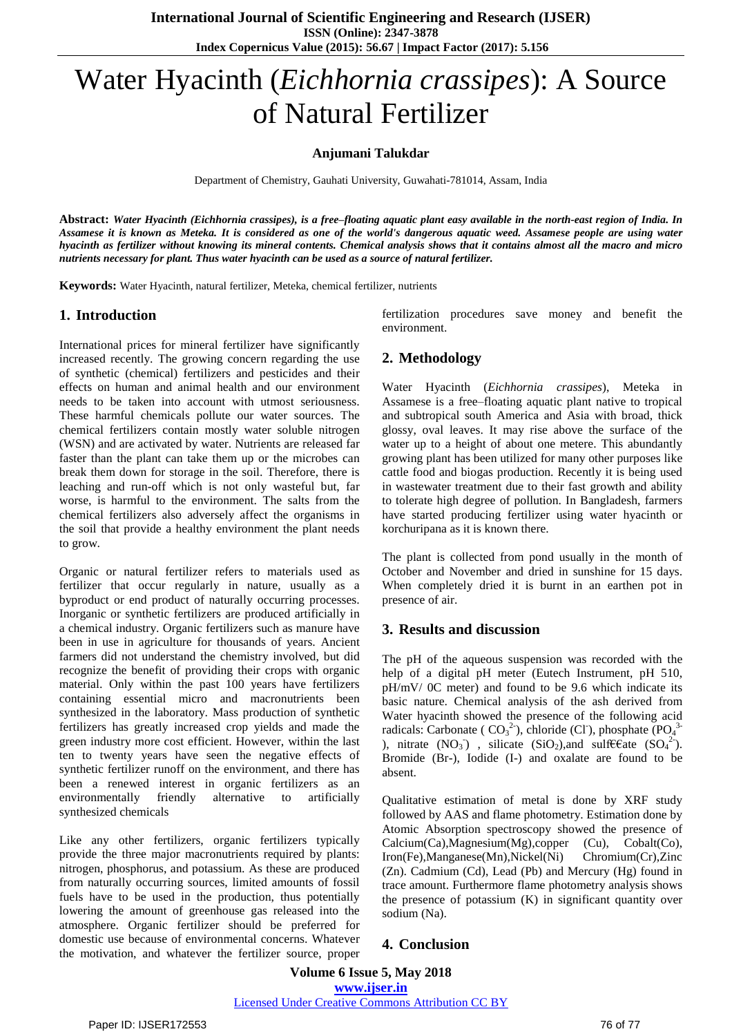# Water Hyacinth (*Eichhornia crassipes*): A Source of Natural Fertilizer

**Anjumani Talukdar**

Department of Chemistry, Gauhati University, Guwahati-781014, Assam, India

**Abstract:** ***Water Hyacinth (Eichhornia crassipes), is a free–floating aquatic plant easy available in the north-east region of India. In Assamese it is known as Meteka. It is considered as one of the world's dangerous aquatic weed. Assamese people are using water hyacinth as fertilizer without knowing its mineral contents. Chemical analysis shows that it contains almost all the macro and micro nutrients necessary for plant. Thus water hyacinth can be used as a source of natural fertilizer.***

**Keywords:** Water Hyacinth, natural fertilizer, Meteka, chemical fertilizer, nutrients

## 1. Introduction

International prices for mineral fertilizer have significantly increased recently. The growing concern regarding the use of synthetic (chemical) fertilizers and pesticides and their effects on human and animal health and our environment needs to be taken into account with utmost seriousness. These harmful chemicals pollute our water sources. The chemical fertilizers contain mostly water soluble nitrogen (WSN) and are activated by water. Nutrients are released far faster than the plant can take them up or the microbes can break them down for storage in the soil. Therefore, there is leaching and run-off which is not only wasteful but, far worse, is harmful to the environment. The salts from the chemical fertilizers also adversely affect the organisms in the soil that provide a healthy environment the plant needs to grow.

Organic or natural fertilizer refers to materials used as fertilizer that occur regularly in nature, usually as a byproduct or end product of naturally occurring processes. Inorganic or synthetic fertilizers are produced artificially in a chemical industry. Organic fertilizers such as manure have been in use in agriculture for thousands of years. Ancient farmers did not understand the chemistry involved, but did recognize the benefit of providing their crops with organic material. Only within the past 100 years have fertilizers containing essential micro and macronutrients been synthesized in the laboratory. Mass production of synthetic fertilizers has greatly increased crop yields and made the green industry more cost efficient. However, within the last ten to twenty years have seen the negative effects of synthetic fertilizer runoff on the environment, and there has been a renewed interest in organic fertilizers as an environmentally friendly alternative to artificially synthesized chemicals

Like any other fertilizers, organic fertilizers typically provide the three major macronutrients required by plants: nitrogen, phosphorus, and potassium. As these are produced from naturally occurring sources, limited amounts of fossil fuels have to be used in the production, thus potentially lowering the amount of greenhouse gas released into the atmosphere. Organic fertilizer should be preferred for domestic use because of environmental concerns. Whatever the motivation, and whatever the fertilizer source, proper fertilization procedures save money and benefit the environment.

## 2. Methodology

Water Hyacinth (*Eichhornia crassipes*), Meteka in Assamese is a free–floating aquatic plant native to tropical and subtropical south America and Asia with broad, thick glossy, oval leaves. It may rise above the surface of the water up to a height of about one metere. This abundantly growing plant has been utilized for many other purposes like cattle food and biogas production. Recently it is being used in wastewater treatment due to their fast growth and ability to tolerate high degree of pollution. In Bangladesh, farmers have started producing fertilizer using water hyacinth or korchuripana as it is known there.

The plant is collected from pond usually in the month of October and November and dried in sunshine for 15 days. When completely dried it is burnt in an earthen pot in presence of air.

## 3. Results and discussion

The pH of the aqueous suspension was recorded with the help of a digital pH meter (Eutech Instrument, pH 510, pH/mV/ 0C meter) and found to be 9.6 which indicate its basic nature. Chemical analysis of the ash derived from Water hyacinth showed the presence of the following acid radicals: Carbonate ( $CO_3^{2-}$), chloride ($Cl^-$), phosphate ($PO_4^{3-}$), nitrate ($NO_3^-$) , silicate ($SiO_2$),and sulf€€ate ($SO_4^{2-}$). Bromide (Br-), Iodide (I-) and oxalate are found to be absent.

Qualitative estimation of metal is done by XRF study followed by AAS and flame photometry. Estimation done by Atomic Absorption spectroscopy showed the presence of Calcium(Ca),Magnesium(Mg),copper (Cu), Cobalt(Co), Iron(Fe),Manganese(Mn),Nickel(Ni) Chromium(Cr),Zinc (Zn). Cadmium (Cd), Lead (Pb) and Mercury (Hg) found in trace amount. Furthermore flame photometry analysis shows the presence of potassium (K) in significant quantity over sodium (Na).

## 4. Conclusion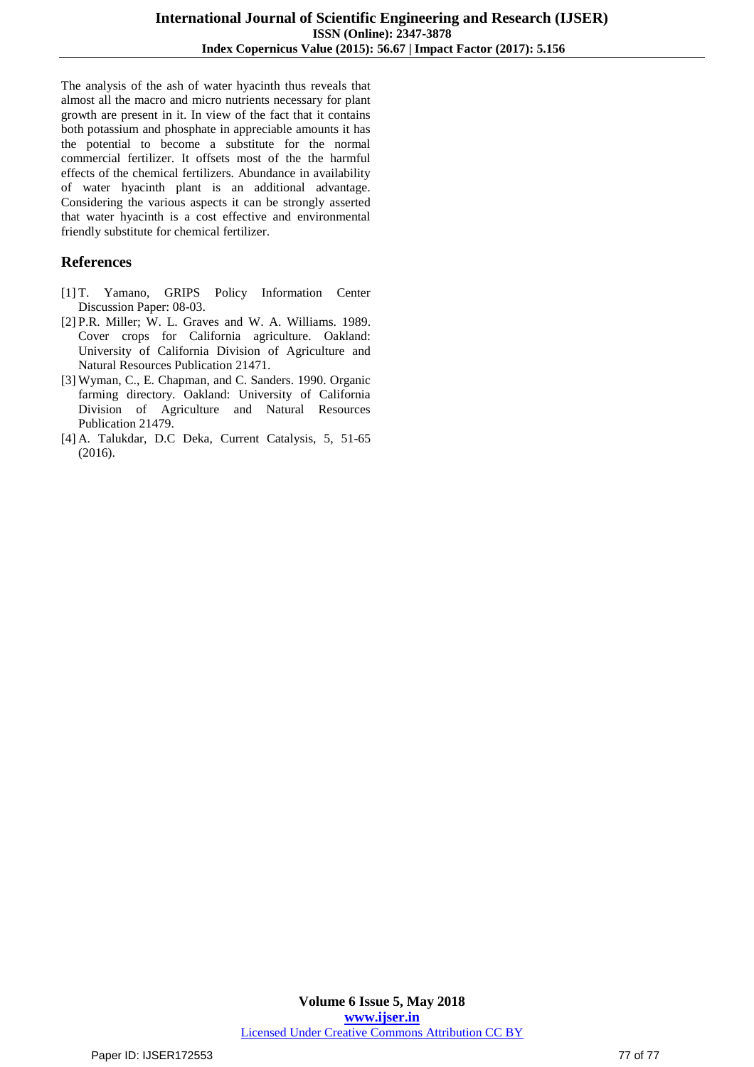The analysis of the ash of water hyacinth thus reveals that almost all the macro and micro nutrients necessary for plant growth are present in it. In view of the fact that it contains both potassium and phosphate in appreciable amounts it has the potential to become a substitute for the normal commercial fertilizer. It offsets most of the the harmful effects of the chemical fertilizers. Abundance in availability of water hyacinth plant is an additional advantage. Considering the various aspects it can be strongly asserted that water hyacinth is a cost effective and environmental friendly substitute for chemical fertilizer.

## References

[1] T. Yamano, GRIPS Policy Information Center Discussion Paper: 08-03.

[2] P.R. Miller; W. L. Graves and W. A. Williams. 1989. Cover crops for California agriculture. Oakland: University of California Division of Agriculture and Natural Resources Publication 21471.

[3] Wyman, C., E. Chapman, and C. Sanders. 1990. Organic farming directory. Oakland: University of California Division of Agriculture and Natural Resources Publication 21479.

[4] A. Talukdar, D.C Deka, Current Catalysis, 5, 51-65 (2016).